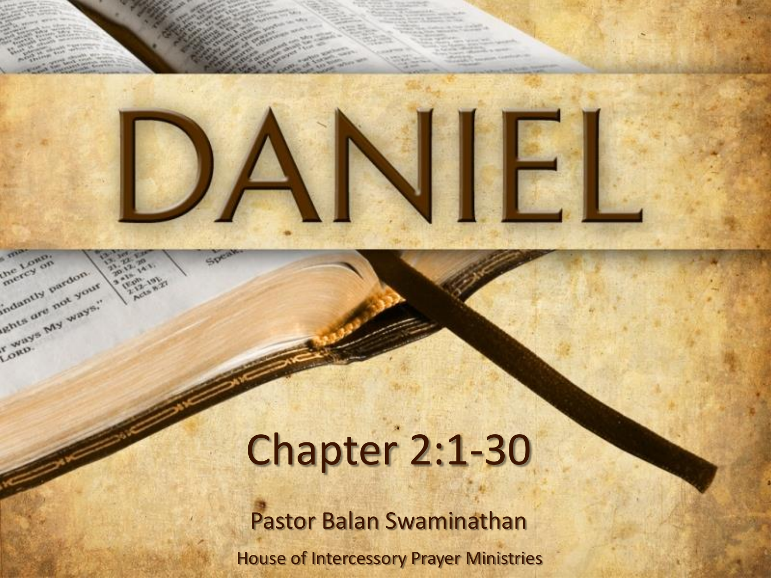# DANIEL

## Chapter 2:1-30

Pastor Balan Swaminathan

House of Intercessory Prayer Ministries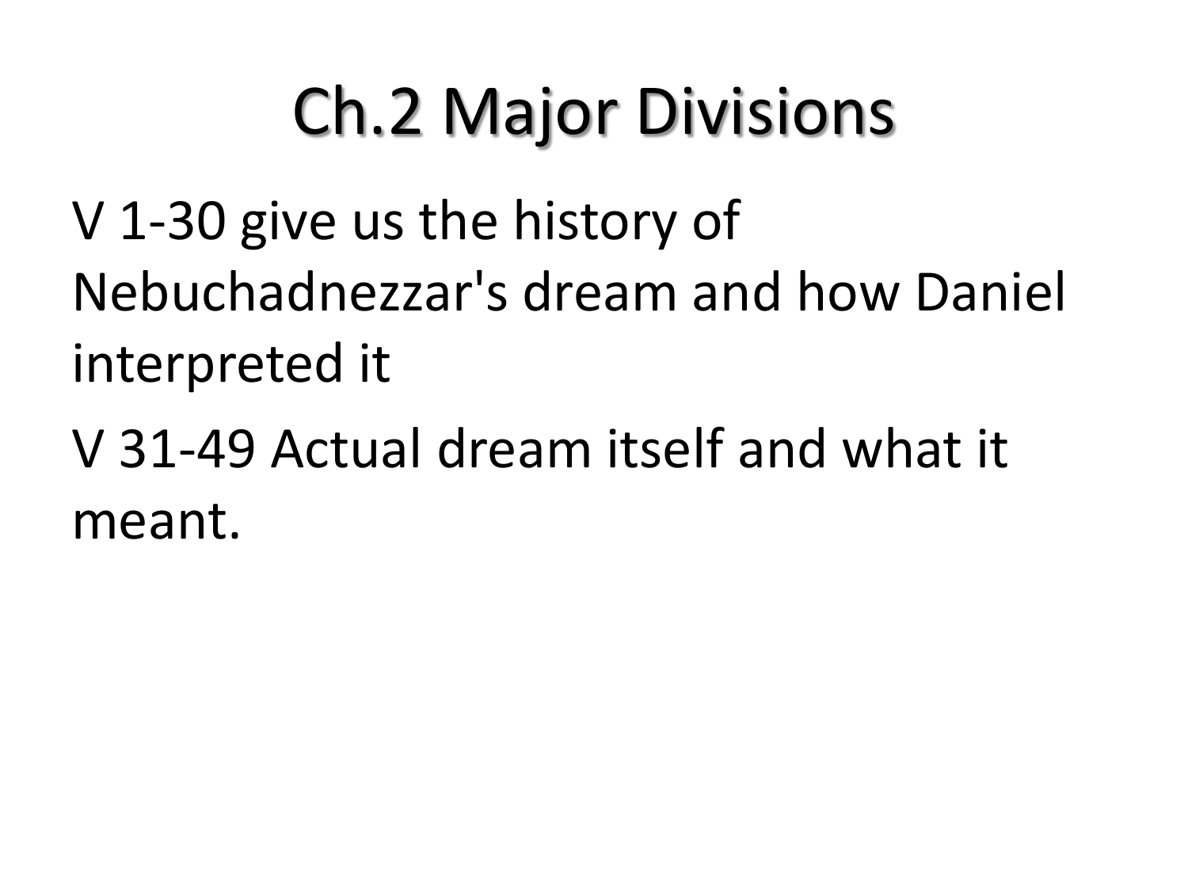# Ch.2 Major Divisions

V 1-30 give us the history of Nebuchadnezzar's dream and how Daniel interpreted it

V 31-49 Actual dream itself and what it meant.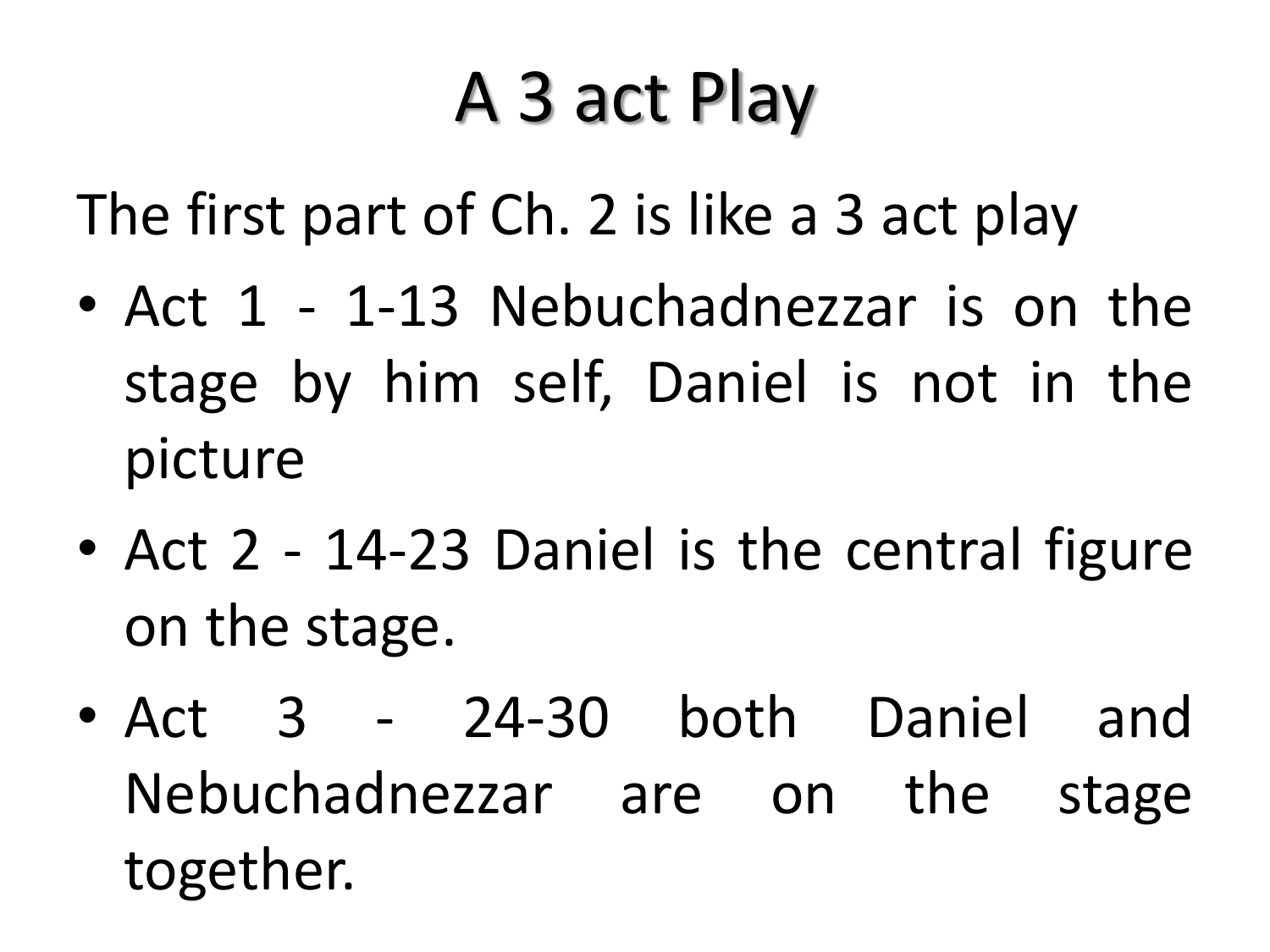# A 3 act Play

The first part of Ch. 2 is like a 3 act play

- Act 1 - 1-13 Nebuchadnezzar is on the stage by him self, Daniel is not in the picture
- Act 2 - 14-23 Daniel is the central figure on the stage.
- Act 3 - 24-30 both Daniel and Nebuchadnezzar are on the stage together.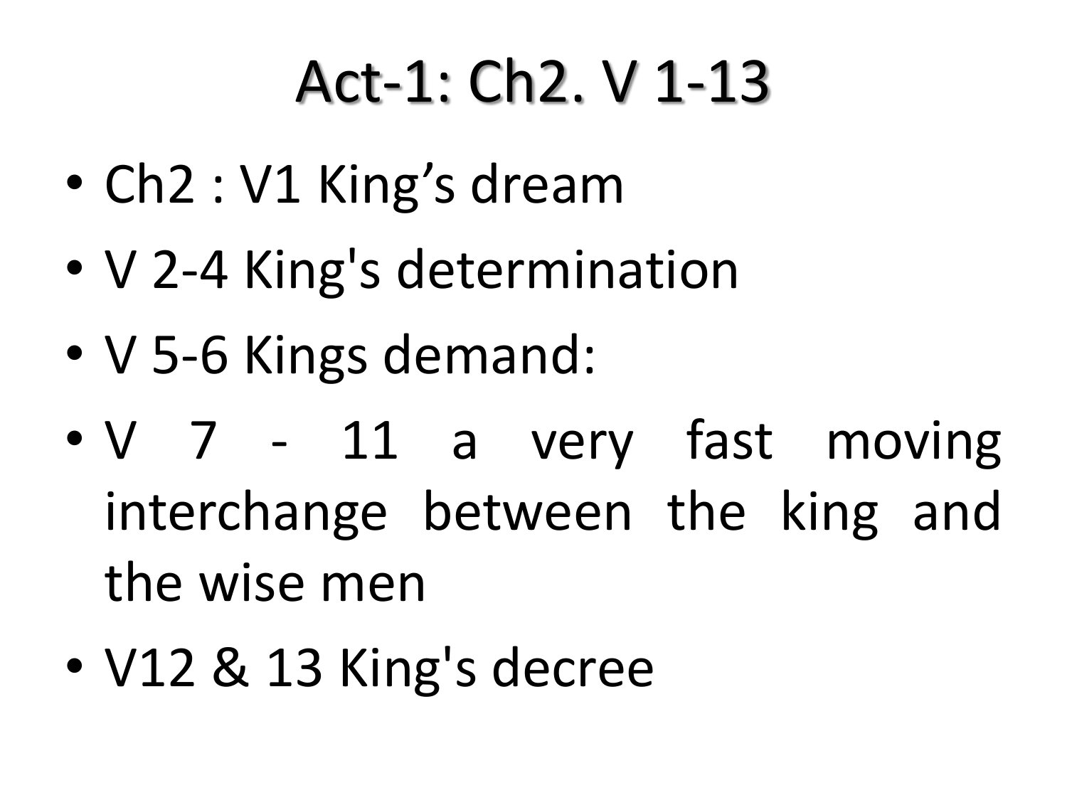# Act-1: Ch2. V 1-13

- Ch2 : V1 King’s dream
- V 2-4 King's determination
- V 5-6 Kings demand:
- V 7 - 11 a very fast moving interchange between the king and the wise men
- V12 & 13 King's decree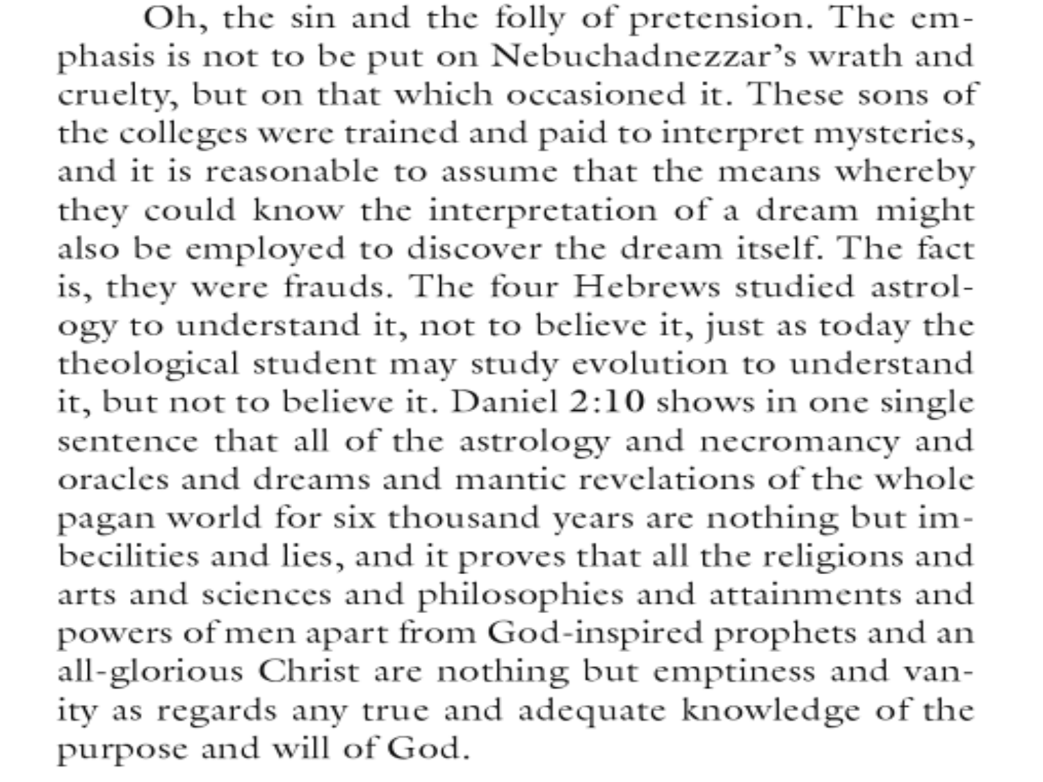Oh, the sin and the folly of pretension. The emphasis is not to be put on Nebuchadnezzar's wrath and cruelty, but on that which occasioned it. These sons of the colleges were trained and paid to interpret mysteries, and it is reasonable to assume that the means whereby they could know the interpretation of a dream might also be employed to discover the dream itself. The fact is, they were frauds. The four Hebrews studied astrology to understand it, not to believe it, just as today the theological student may study evolution to understand it, but not to believe it. Daniel 2:10 shows in one single sentence that all of the astrology and necromancy and oracles and dreams and mantic revelations of the whole pagan world for six thousand years are nothing but imbecilities and lies, and it proves that all the religions and arts and sciences and philosophies and attainments and powers of men apart from God-inspired prophets and an all-glorious Christ are nothing but emptiness and vanity as regards any true and adequate knowledge of the purpose and will of God.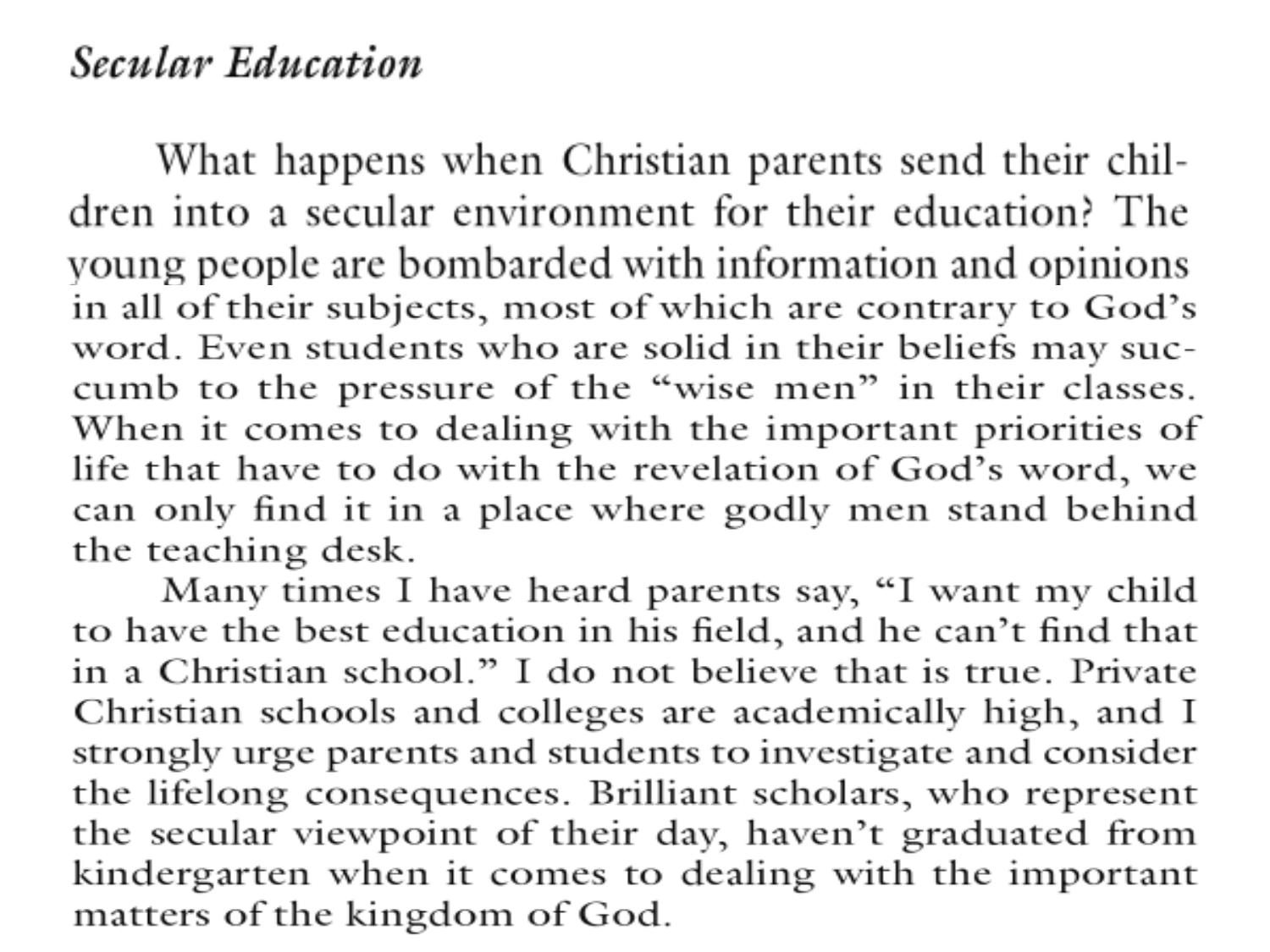### *Secular Education*

What happens when Christian parents send their children into a secular environment for their education? The young people are bombarded with information and opinions in all of their subjects, most of which are contrary to God's word. Even students who are solid in their beliefs may succumb to the pressure of the "wise men" in their classes. When it comes to dealing with the important priorities of life that have to do with the revelation of God's word, we can only find it in a place where godly men stand behind the teaching desk.

Many times I have heard parents say, "I want my child to have the best education in his field, and he can't find that in a Christian school." I do not believe that is true. Private Christian schools and colleges are academically high, and I strongly urge parents and students to investigate and consider the lifelong consequences. Brilliant scholars, who represent the secular viewpoint of their day, haven't graduated from kindergarten when it comes to dealing with the important matters of the kingdom of God.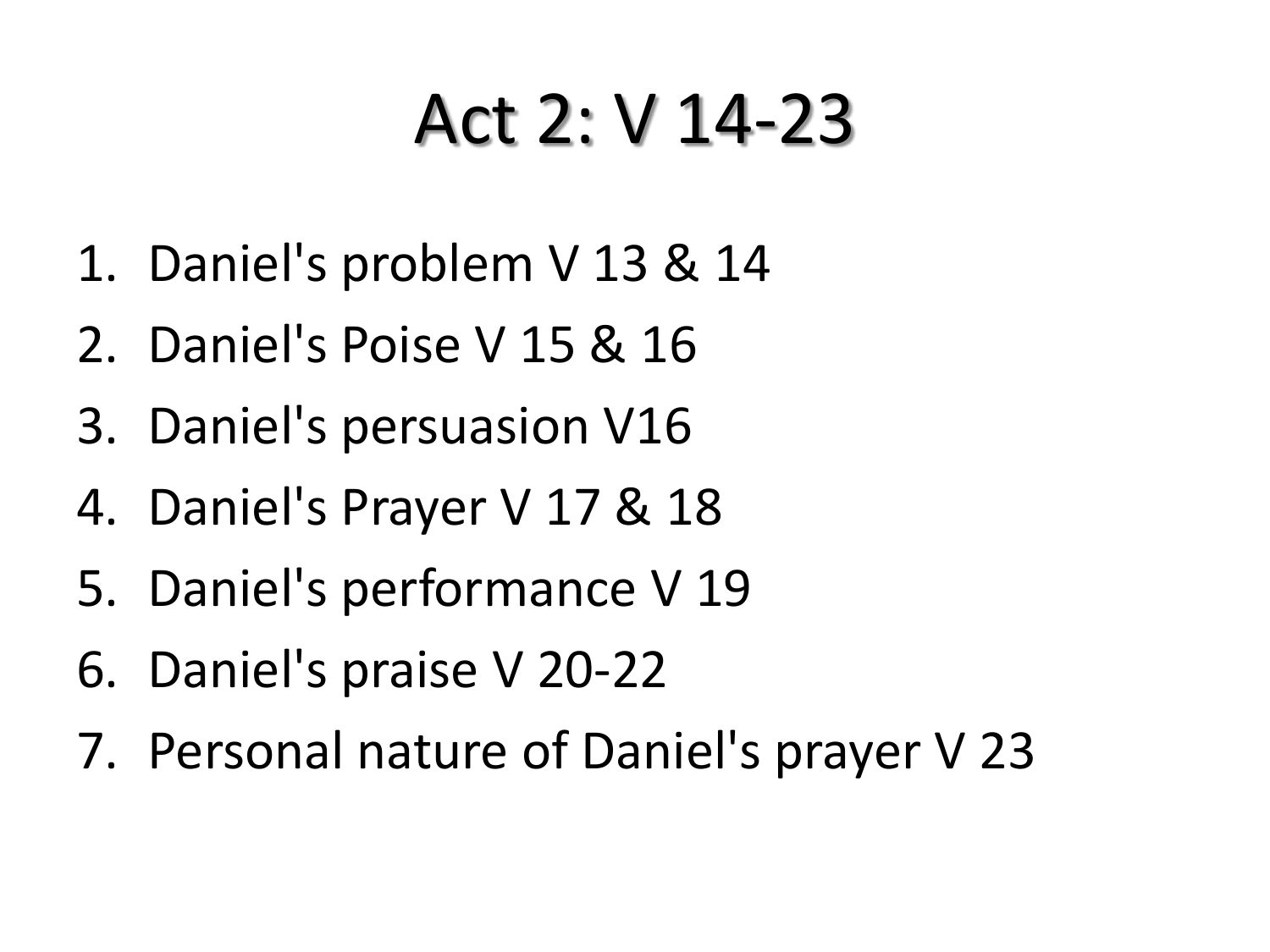# Act 2: V 14-23

1. Daniel's problem V 13 & 14
2. Daniel's Poise V 15 & 16
3. Daniel's persuasion V16
4. Daniel's Prayer V 17 & 18
5. Daniel's performance V 19
6. Daniel's praise V 20-22
7. Personal nature of Daniel's prayer V 23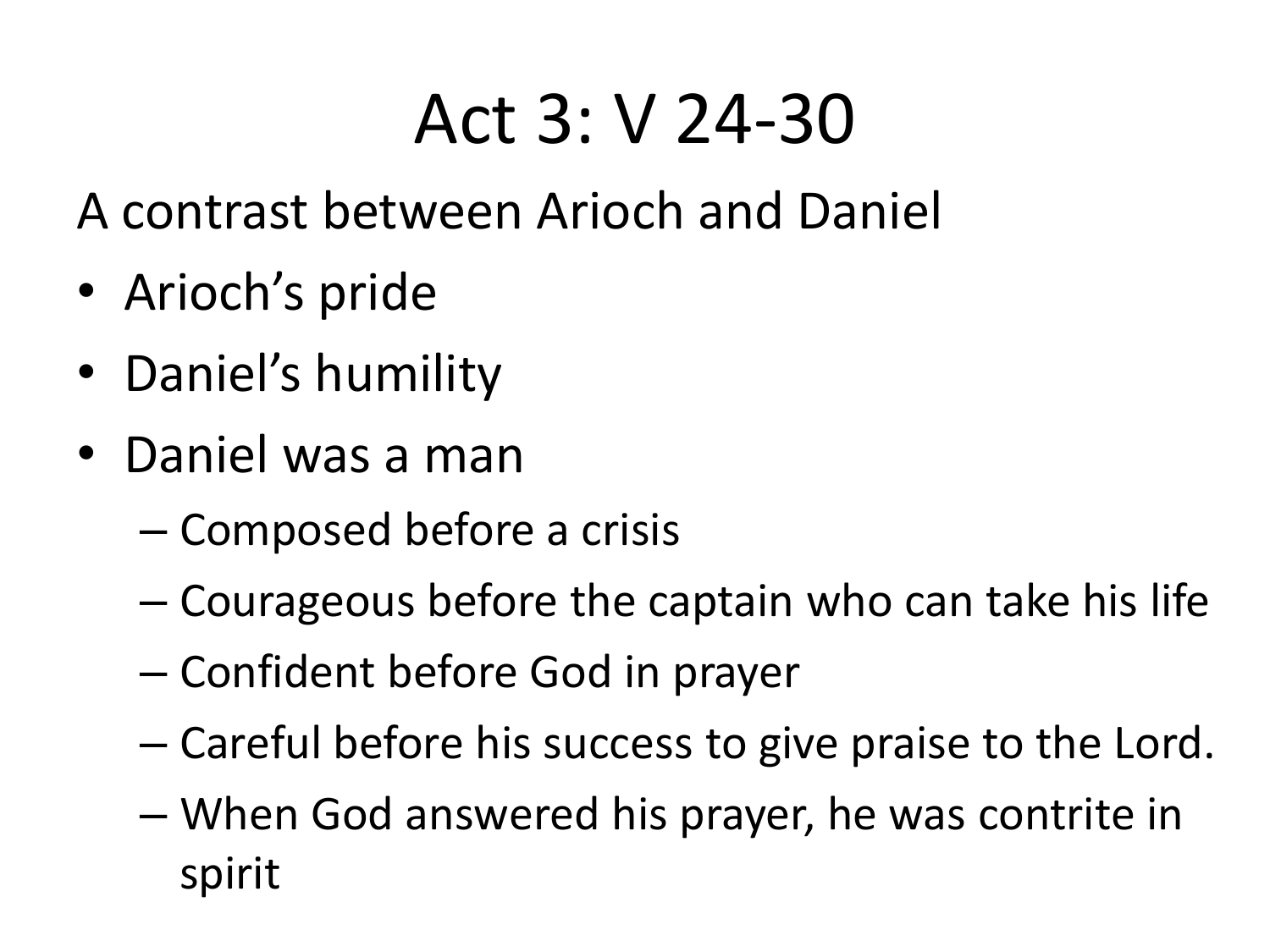# Act 3: V 24-30

A contrast between Arioch and Daniel

- Arioch's pride
- Daniel's humility
- Daniel was a man
  - Composed before a crisis
  - Courageous before the captain who can take his life
  - Confident before God in prayer
  - Careful before his success to give praise to the Lord.
  - When God answered his prayer, he was contrite in spirit